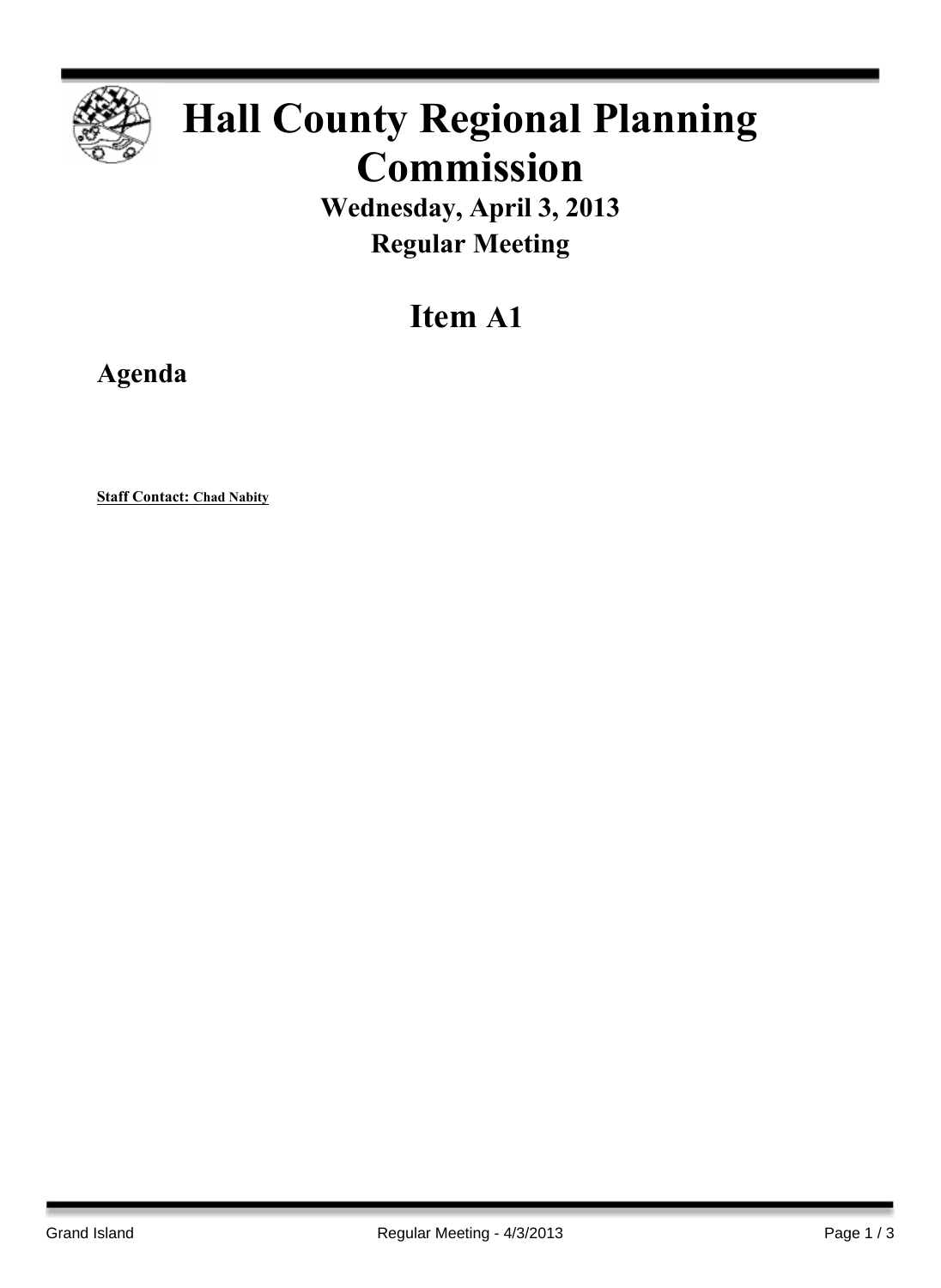# Hall County Regional Planning Commission

**Wednesday, April 3, 2013**

**Regular Meeting**

## Item A1

### Agenda

**Staff Contact: Chad Nabity**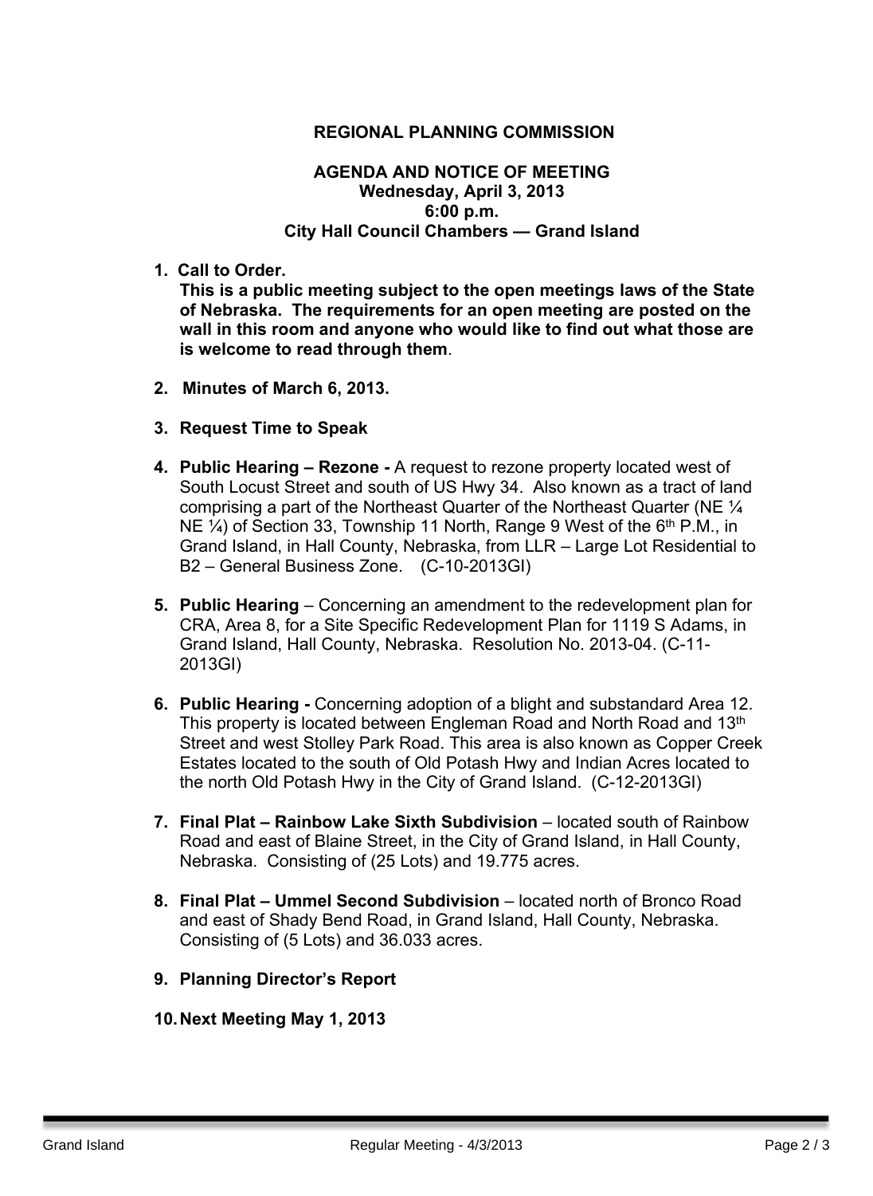# REGIONAL PLANNING COMMISSION

## AGENDA AND NOTICE OF MEETING
**Wednesday, April 3, 2013**
**6:00 p.m.**
**City Hall Council Chambers — Grand Island**

1. **Call to Order.**
   **This is a public meeting subject to the open meetings laws of the State of Nebraska. The requirements for an open meeting are posted on the wall in this room and anyone who would like to find out what those are is welcome to read through them**.

2. **Minutes of March 6, 2013.**

3. **Request Time to Speak**

4. **Public Hearing – Rezone -** A request to rezone property located west of South Locust Street and south of US Hwy 34. Also known as a tract of land comprising a part of the Northeast Quarter of the Northeast Quarter (NE ¼ NE ¼) of Section 33, Township 11 North, Range 9 West of the 6th P.M., in Grand Island, in Hall County, Nebraska, from LLR – Large Lot Residential to B2 – General Business Zone. (C-10-2013GI)

5. **Public Hearing** – Concerning an amendment to the redevelopment plan for CRA, Area 8, for a Site Specific Redevelopment Plan for 1119 S Adams, in Grand Island, Hall County, Nebraska. Resolution No. 2013-04. (C-11-2013GI)

6. **Public Hearing -** Concerning adoption of a blight and substandard Area 12. This property is located between Engleman Road and North Road and 13th Street and west Stolley Park Road. This area is also known as Copper Creek Estates located to the south of Old Potash Hwy and Indian Acres located to the north Old Potash Hwy in the City of Grand Island. (C-12-2013GI)

7. **Final Plat – Rainbow Lake Sixth Subdivision** – located south of Rainbow Road and east of Blaine Street, in the City of Grand Island, in Hall County, Nebraska. Consisting of (25 Lots) and 19.775 acres.

8. **Final Plat – Ummel Second Subdivision** – located north of Bronco Road and east of Shady Bend Road, in Grand Island, Hall County, Nebraska. Consisting of (5 Lots) and 36.033 acres.

9. **Planning Director's Report**

10. **Next Meeting May 1, 2013**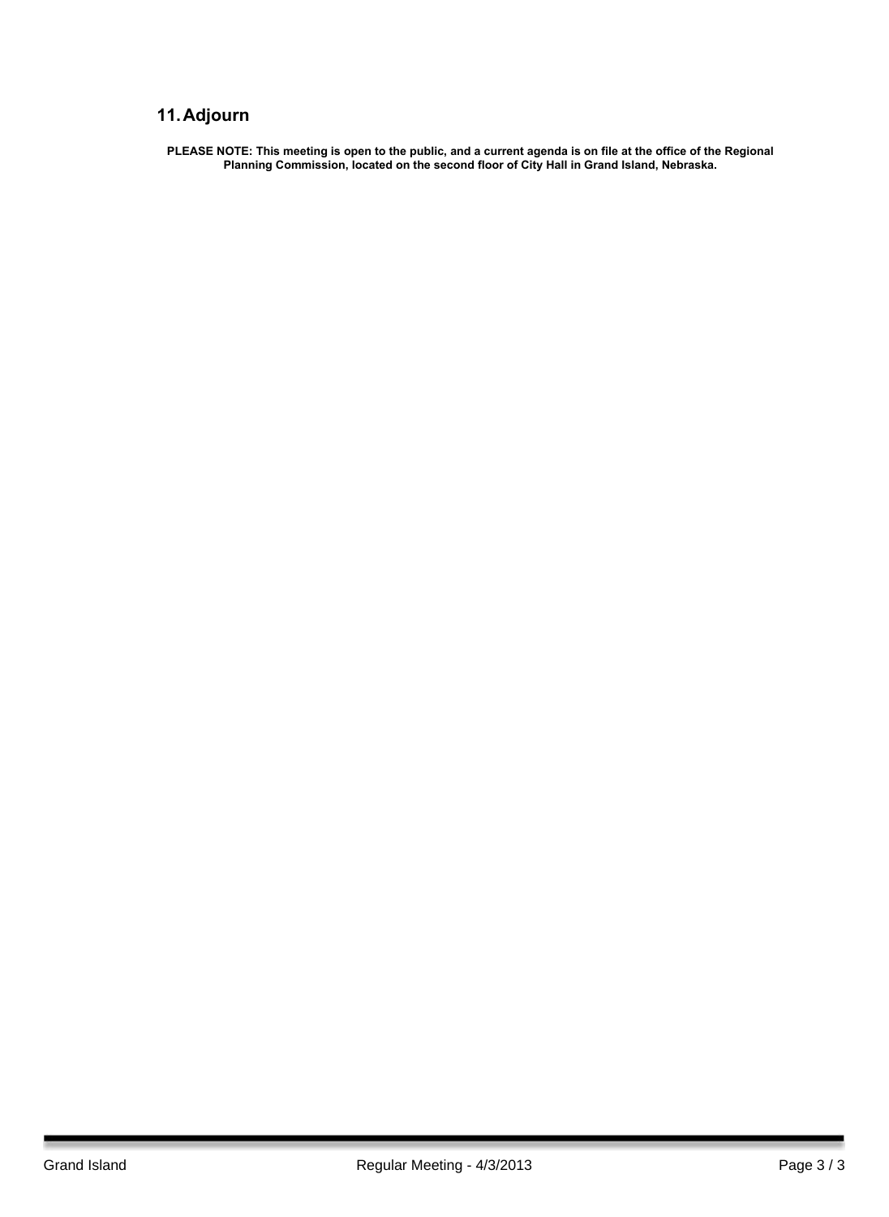## 11. Adjourn

**PLEASE NOTE: This meeting is open to the public, and a current agenda is on file at the office of the Regional Planning Commission, located on the second floor of City Hall in Grand Island, Nebraska.**